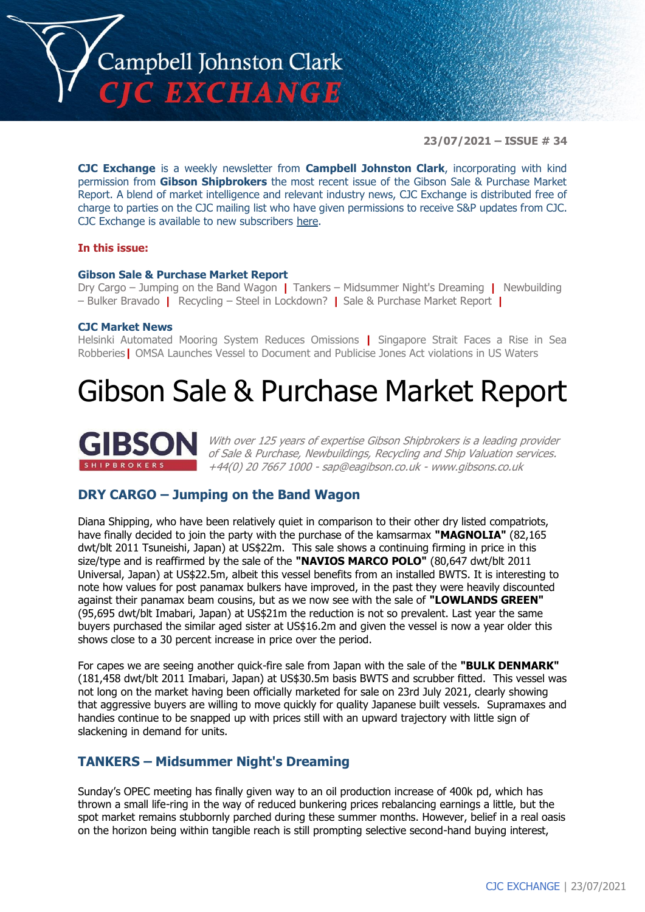# Campbell Johnston Clark CJC EXCHANGE

**23/07/2021 – ISSUE # 34**

**CJC Exchange** is a weekly newsletter from **Campbell Johnston Clark**, incorporating with kind permission from **Gibson Shipbrokers** the most recent issue of the Gibson Sale & Purchase Market Report. A blend of market intelligence and relevant industry news, CJC Exchange is distributed free of charge to parties on the CJC mailing list who have given permissions to receive S&P updates from CJC. CJC Exchange is available to new subscribers here.

**In this issue:**

**Gibson Sale & Purchase Market Report**
Dry Cargo – Jumping on the Band Wagon | Tankers – Midsummer Night's Dreaming | Newbuilding – Bulker Bravado | Recycling – Steel in Lockdown? | Sale & Purchase Market Report |

**CJC Market News**
Helsinki Automated Mooring System Reduces Omissions | Singapore Strait Faces a Rise in Sea Robberies | OMSA Launches Vessel to Document and Publicise Jones Act violations in US Waters

# Gibson Sale & Purchase Market Report

**GIBSON** SHIPBROKERS

*With over 125 years of expertise Gibson Shipbrokers is a leading provider of Sale & Purchase, Newbuildings, Recycling and Ship Valuation services. +44(0) 20 7667 1000 - sap@eagibson.co.uk - www.gibsons.co.uk*

## DRY CARGO – Jumping on the Band Wagon

Diana Shipping, who have been relatively quiet in comparison to their other dry listed compatriots, have finally decided to join the party with the purchase of the kamsarmax **"MAGNOLIA"** (82,165 dwt/blt 2011 Tsuneishi, Japan) at US$22m. This sale shows a continuing firming in price in this size/type and is reaffirmed by the sale of the **"NAVIOS MARCO POLO"** (80,647 dwt/blt 2011 Universal, Japan) at US$22.5m, albeit this vessel benefits from an installed BWTS. It is interesting to note how values for post panamax bulkers have improved, in the past they were heavily discounted against their panamax beam cousins, but as we now see with the sale of **"LOWLANDS GREEN"** (95,695 dwt/blt Imabari, Japan) at US$21m the reduction is not so prevalent. Last year the same buyers purchased the similar aged sister at US$16.2m and given the vessel is now a year older this shows close to a 30 percent increase in price over the period.

For capes we are seeing another quick-fire sale from Japan with the sale of the **"BULK DENMARK"** (181,458 dwt/blt 2011 Imabari, Japan) at US$30.5m basis BWTS and scrubber fitted. This vessel was not long on the market having been officially marketed for sale on 23rd July 2021, clearly showing that aggressive buyers are willing to move quickly for quality Japanese built vessels. Supramaxes and handies continue to be snapped up with prices still with an upward trajectory with little sign of slackening in demand for units.

## TANKERS – Midsummer Night's Dreaming

Sunday's OPEC meeting has finally given way to an oil production increase of 400k pd, which has thrown a small life-ring in the way of reduced bunkering prices rebalancing earnings a little, but the spot market remains stubbornly parched during these summer months. However, belief in a real oasis on the horizon being within tangible reach is still prompting selective second-hand buying interest,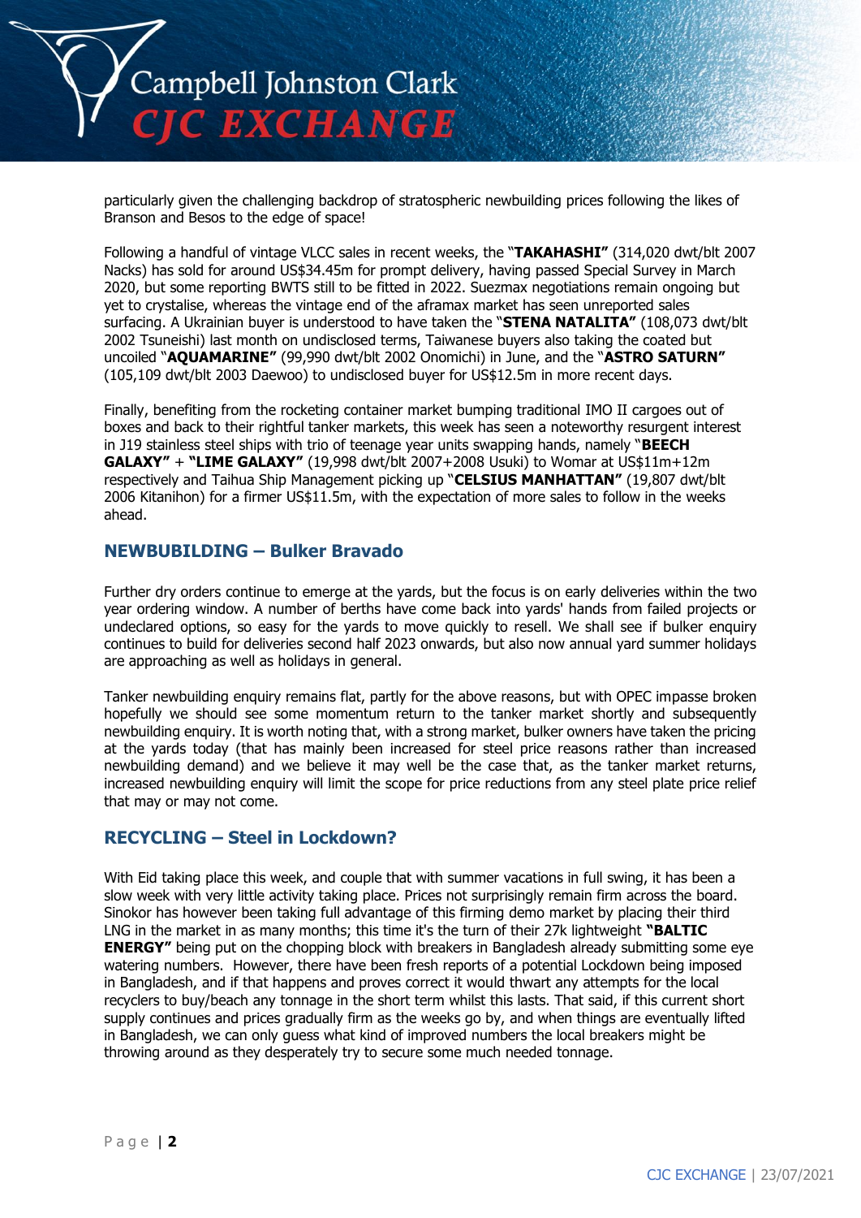particularly given the challenging backdrop of stratospheric newbuilding prices following the likes of Branson and Besos to the edge of space!

Following a handful of vintage VLCC sales in recent weeks, the "**TAKAHASHI"** (314,020 dwt/blt 2007 Nacks) has sold for around US$34.45m for prompt delivery, having passed Special Survey in March 2020, but some reporting BWTS still to be fitted in 2022. Suezmax negotiations remain ongoing but yet to crystalise, whereas the vintage end of the aframax market has seen unreported sales surfacing. A Ukrainian buyer is understood to have taken the "**STENA NATALITA"** (108,073 dwt/blt 2002 Tsuneishi) last month on undisclosed terms, Taiwanese buyers also taking the coated but uncoiled "**AQUAMARINE"** (99,990 dwt/blt 2002 Onomichi) in June, and the "**ASTRO SATURN"** (105,109 dwt/blt 2003 Daewoo) to undisclosed buyer for US$12.5m in more recent days.

Finally, benefiting from the rocketing container market bumping traditional IMO II cargoes out of boxes and back to their rightful tanker markets, this week has seen a noteworthy resurgent interest in J19 stainless steel ships with trio of teenage year units swapping hands, namely "**BEECH GALAXY"** + **"LIME GALAXY"** (19,998 dwt/blt 2007+2008 Usuki) to Womar at US$11m+12m respectively and Taihua Ship Management picking up "**CELSIUS MANHATTAN"** (19,807 dwt/blt 2006 Kitanihon) for a firmer US$11.5m, with the expectation of more sales to follow in the weeks ahead.

## NEWBUBILDING – Bulker Bravado

Further dry orders continue to emerge at the yards, but the focus is on early deliveries within the two year ordering window. A number of berths have come back into yards' hands from failed projects or undeclared options, so easy for the yards to move quickly to resell. We shall see if bulker enquiry continues to build for deliveries second half 2023 onwards, but also now annual yard summer holidays are approaching as well as holidays in general.

Tanker newbuilding enquiry remains flat, partly for the above reasons, but with OPEC impasse broken hopefully we should see some momentum return to the tanker market shortly and subsequently newbuilding enquiry. It is worth noting that, with a strong market, bulker owners have taken the pricing at the yards today (that has mainly been increased for steel price reasons rather than increased newbuilding demand) and we believe it may well be the case that, as the tanker market returns, increased newbuilding enquiry will limit the scope for price reductions from any steel plate price relief that may or may not come.

## RECYCLING – Steel in Lockdown?

With Eid taking place this week, and couple that with summer vacations in full swing, it has been a slow week with very little activity taking place. Prices not surprisingly remain firm across the board. Sinokor has however been taking full advantage of this firming demo market by placing their third LNG in the market in as many months; this time it's the turn of their 27k lightweight **"BALTIC ENERGY"** being put on the chopping block with breakers in Bangladesh already submitting some eye watering numbers. However, there have been fresh reports of a potential Lockdown being imposed in Bangladesh, and if that happens and proves correct it would thwart any attempts for the local recyclers to buy/beach any tonnage in the short term whilst this lasts. That said, if this current short supply continues and prices gradually firm as the weeks go by, and when things are eventually lifted in Bangladesh, we can only guess what kind of improved numbers the local breakers might be throwing around as they desperately try to secure some much needed tonnage.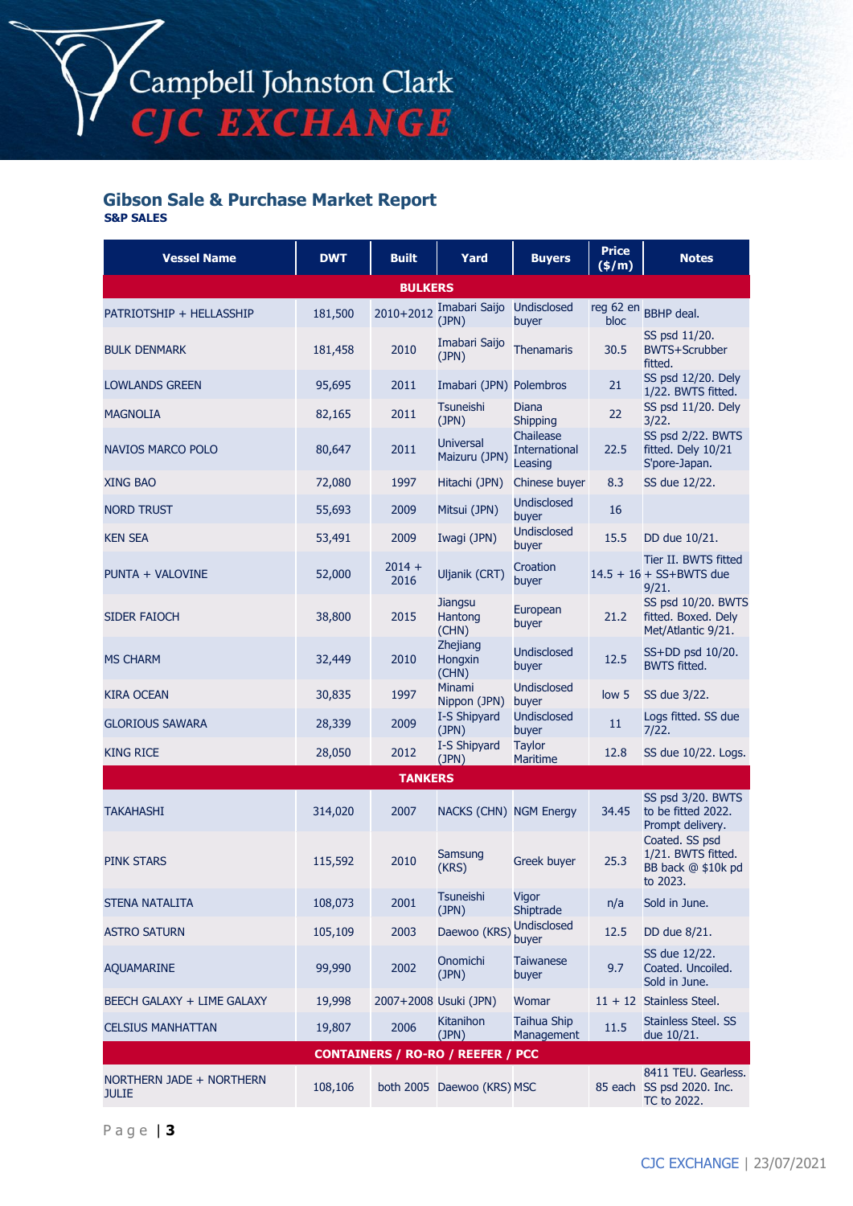## Gibson Sale & Purchase Market Report

### S&P SALES

| Vessel Name | DWT | Built | Yard | Buyers | Price ($/m) | Notes |
|---|---|---|---|---|---|---|
| **BULKERS** | | | | | | |
| PATRIOTSHIP + HELLASSHIP | 181,500 | 2010+2012 | Imabari Saijo (JPN) | Undisclosed buyer | reg 62 en bloc | BBHP deal. |
| BULK DENMARK | 181,458 | 2010 | Imabari Saijo (JPN) | Thenamaris | 30.5 | SS psd 11/20. BWTS+Scrubber fitted. |
| LOWLANDS GREEN | 95,695 | 2011 | Imabari (JPN) | Polembros | 21 | SS psd 12/20. Dely 1/22. BWTS fitted. |
| MAGNOLIA | 82,165 | 2011 | Tsuneishi (JPN) | Diana Shipping | 22 | SS psd 11/20. Dely 3/22. |
| NAVIOS MARCO POLO | 80,647 | 2011 | Universal Maizuru (JPN) | Chailease International Leasing | 22.5 | SS psd 2/22. BWTS fitted. Dely 10/21 S'pore-Japan. |
| XING BAO | 72,080 | 1997 | Hitachi (JPN) | Chinese buyer | 8.3 | SS due 12/22. |
| NORD TRUST | 55,693 | 2009 | Mitsui (JPN) | Undisclosed buyer | 16 | |
| KEN SEA | 53,491 | 2009 | Iwagi (JPN) | Undisclosed buyer | 15.5 | DD due 10/21. |
| PUNTA + VALOVINE | 52,000 | 2014 + 2016 | Uljanik (CRT) | Croation buyer | 14.5 + 16 | Tier II. BWTS fitted + SS+BWTS due 9/21. |
| SIDER FAIOCH | 38,800 | 2015 | Jiangsu Hantong (CHN) | European buyer | 21.2 | SS psd 10/20. BWTS fitted. Boxed. Dely Met/Atlantic 9/21. |
| MS CHARM | 32,449 | 2010 | Zhejiang Hongxin (CHN) | Undisclosed buyer | 12.5 | SS+DD psd 10/20. BWTS fitted. |
| KIRA OCEAN | 30,835 | 1997 | Minami Nippon (JPN) | Undisclosed buyer | low 5 | SS due 3/22. |
| GLORIOUS SAWARA | 28,339 | 2009 | I-S Shipyard (JPN) | Undisclosed buyer | 11 | Logs fitted. SS due 7/22. |
| KING RICE | 28,050 | 2012 | I-S Shipyard (JPN) | Taylor Maritime | 12.8 | SS due 10/22. Logs. |
| **TANKERS** | | | | | | |
| TAKAHASHI | 314,020 | 2007 | NACKS (CHN) | NGM Energy | 34.45 | SS psd 3/20. BWTS to be fitted 2022. Prompt delivery. |
| PINK STARS | 115,592 | 2010 | Samsung (KRS) | Greek buyer | 25.3 | Coated. SS psd 1/21. BWTS fitted. BB back @ $10k pd to 2023. |
| STENA NATALITA | 108,073 | 2001 | Tsuneishi (JPN) | Vigor Shiptrade | n/a | Sold in June. |
| ASTRO SATURN | 105,109 | 2003 | Daewoo (KRS) | Undisclosed buyer | 12.5 | DD due 8/21. |
| AQUAMARINE | 99,990 | 2002 | Onomichi (JPN) | Taiwanese buyer | 9.7 | SS due 12/22. Coated. Uncoiled. Sold in June. |
| BEECH GALAXY + LIME GALAXY | 19,998 | 2007+2008 | Usuki (JPN) | Womar | 11 + 12 | Stainless Steel. |
| CELSIUS MANHATTAN | 19,807 | 2006 | Kitanihon (JPN) | Taihua Ship Management | 11.5 | Stainless Steel. SS due 10/21. |
| **CONTAINERS / RO-RO / REEFER / PCC** | | | | | | |
| NORTHERN JADE + NORTHERN JULIE | 108,106 | both 2005 | Daewoo (KRS) | MSC | 85 each | 8411 TEU. Gearless. SS psd 2020. Inc. TC to 2022. |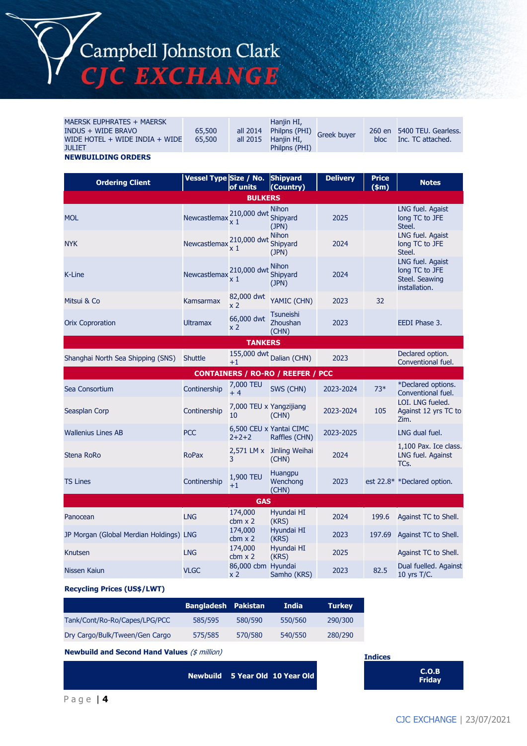| | | | | | | |
|---|---|---|---|---|---|---|
| MAERSK EUPHRATES + MAERSK INDUS + WIDE BRAVO WIDE HOTEL + WIDE INDIA + WIDE JULIET | 65,500 65,500 | all 2014 all 2015 | Hanjin HI, Philpns (PHI) Hanjin HI, Philpns (PHI) | Greek buyer | 260 en bloc | 5400 TEU. Gearless. Inc. TC attached. |

**NEWBUILDING ORDERS**

| Ordering Client | Vessel Type | Size / No. of units | Shipyard (Country) | Delivery | Price ($m) | Notes |
|---|---|---|---|---|---|---|
| **BULKERS** | | | | | | |
| MOL | Newcastlemax | 210,000 dwt x 1 | Nihon Shipyard (JPN) | 2025 | | LNG fuel. Agaist long TC to JFE Steel. |
| NYK | Newcastlemax | 210,000 dwt x 1 | Nihon Shipyard (JPN) | 2024 | | LNG fuel. Agaist long TC to JFE Steel. |
| K-Line | Newcastlemax | 210,000 dwt x 1 | Nihon Shipyard (JPN) | 2024 | | LNG fuel. Agaist long TC to JFE Steel. Seawing installation. |
| Mitsui & Co | Kamsarmax | 82,000 dwt x 2 | YAMIC (CHN) | 2023 | 32 | |
| Orix Coproration | Ultramax | 66,000 dwt x 2 | Tsuneishi Zhoushan (CHN) | 2023 | | EEDI Phase 3. |
| **TANKERS** | | | | | | |
| Shanghai North Sea Shipping (SNS) | Shuttle | 155,000 dwt +1 | Dalian (CHN) | 2023 | | Declared option. Conventional fuel. |
| **CONTAINERS / RO-RO / REEFER / PCC** | | | | | | |
| Sea Consortium | Continership | 7,000 TEU + 4 | SWS (CHN) | 2023-2024 | 73* | *Declared options. Conventional fuel. |
| Seasplan Corp | Continership | 7,000 TEU x 10 | Yangzijiang (CHN) | 2023-2024 | 105 | LOI. LNG fueled. Against 12 yrs TC to Zim. |
| Wallenius Lines AB | PCC | 6,500 CEU x 2+2+2 | Yantai CIMC Raffles (CHN) | 2023-2025 | | LNG dual fuel. |
| Stena RoRo | RoPax | 2,571 LM x 3 | Jinling Weihai (CHN) | 2024 | | 1,100 Pax. Ice class. LNG fuel. Against TCs. |
| TS Lines | Continership | 1,900 TEU +1 | Huangpu Wenchong (CHN) | 2023 | est 22.8* | *Declared option. |
| **GAS** | | | | | | |
| Panocean | LNG | 174,000 cbm x 2 | Hyundai HI (KRS) | 2024 | 199.6 | Against TC to Shell. |
| JP Morgan (Global Merdian Holdings) | LNG | 174,000 cbm x 2 | Hyundai HI (KRS) | 2023 | 197.69 | Against TC to Shell. |
| Knutsen | LNG | 174,000 cbm x 2 | Hyundai HI (KRS) | 2025 | | Against TC to Shell. |
| Nissen Kaiun | VLGC | 86,000 cbm x 2 | Hyundai Samho (KRS) | 2023 | 82.5 | Dual fuelled. Against 10 yrs T/C. |

**Recycling Prices (US$/LWT)**

| | Bangladesh | Pakistan | India | Turkey |
|---|---|---|---|---|
| Tank/Cont/Ro-Ro/Capes/LPG/PCC | 585/595 | 580/590 | 550/560 | 290/300 |
| Dry Cargo/Bulk/Tween/Gen Cargo | 575/585 | 570/580 | 540/550 | 280/290 |

**Newbuild and Second Hand Values** *($ million)*

| | Newbuild | 5 Year Old | 10 Year Old |
|---|---|---|---|

**Indices**

| C.O.B Friday |
|---|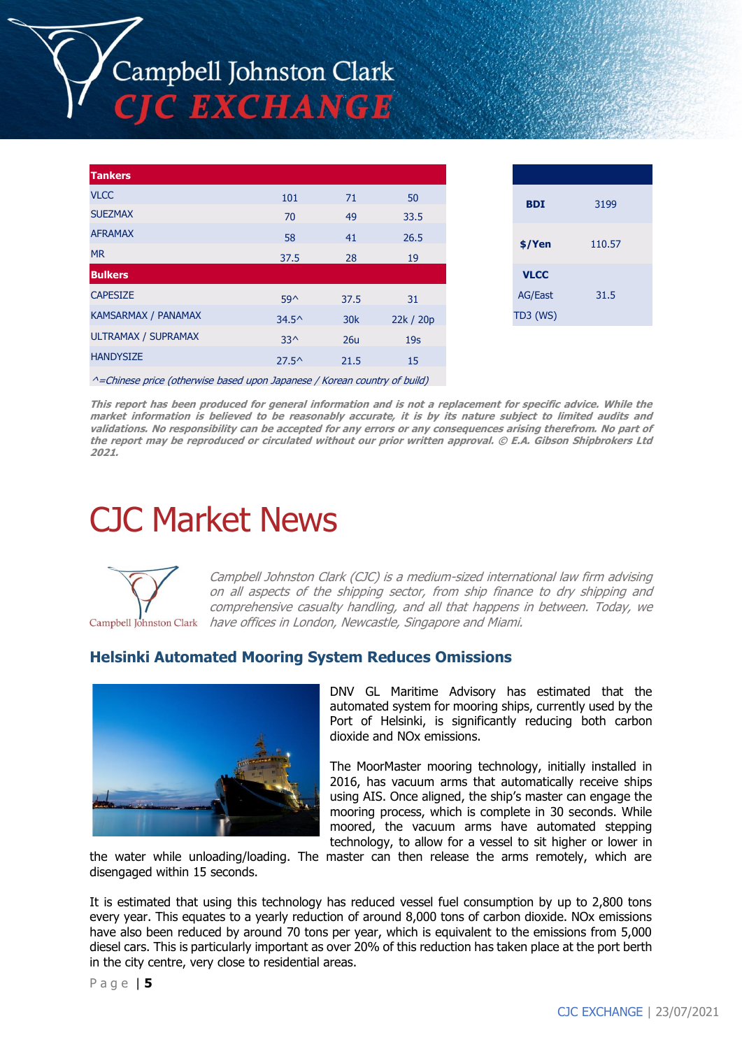| Tankers | | | |
|---|---|---|---|
| VLCC | 101 | 71 | 50 |
| SUEZMAX | 70 | 49 | 33.5 |
| AFRAMAX | 58 | 41 | 26.5 |
| MR | 37.5 | 28 | 19 |
| **Bulkers** | | | |
| CAPESIZE | 59^ | 37.5 | 31 |
| KAMSARMAX / PANAMAX | 34.5^ | 30k | 22k / 20p |
| ULTRAMAX / SUPRAMAX | 33^ | 26u | 19s |
| HANDYSIZE | 27.5^ | 21.5 | 15 |

*^=Chinese price (otherwise based upon Japanese / Korean country of build)*

| | |
|---|---|
| **BDI** | 3199 |
| **$/Yen** | 110.57 |
| **VLCC** AG/East TD3 (WS) | 31.5 |

***This report has been produced for general information and is not a replacement for specific advice. While the market information is believed to be reasonably accurate, it is by its nature subject to limited audits and validations. No responsibility can be accepted for any errors or any consequences arising therefrom. No part of the report may be reproduced or circulated without our prior written approval. © E.A. Gibson Shipbrokers Ltd 2021.***

# CJC Market News

*Campbell Johnston Clark (CJC) is a medium-sized international law firm advising on all aspects of the shipping sector, from ship finance to dry shipping and comprehensive casualty handling, and all that happens in between. Today, we have offices in London, Newcastle, Singapore and Miami.*

## Helsinki Automated Mooring System Reduces Omissions

DNV GL Maritime Advisory has estimated that the automated system for mooring ships, currently used by the Port of Helsinki, is significantly reducing both carbon dioxide and NOx emissions.

The MoorMaster mooring technology, initially installed in 2016, has vacuum arms that automatically receive ships using AIS. Once aligned, the ship's master can engage the mooring process, which is complete in 30 seconds. While moored, the vacuum arms have automated stepping technology, to allow for a vessel to sit higher or lower in the water while unloading/loading. The master can then release the arms remotely, which are disengaged within 15 seconds.

It is estimated that using this technology has reduced vessel fuel consumption by up to 2,800 tons every year. This equates to a yearly reduction of around 8,000 tons of carbon dioxide. NOx emissions have also been reduced by around 70 tons per year, which is equivalent to the emissions from 5,000 diesel cars. This is particularly important as over 20% of this reduction has taken place at the port berth in the city centre, very close to residential areas.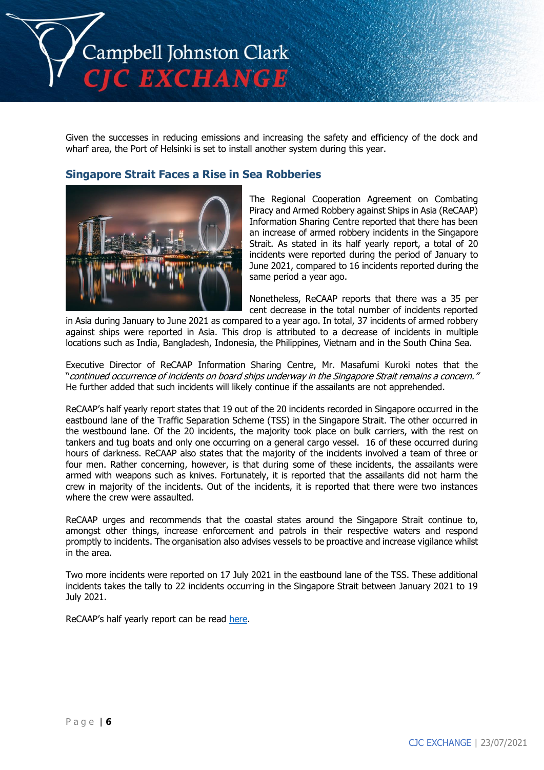Given the successes in reducing emissions and increasing the safety and efficiency of the dock and wharf area, the Port of Helsinki is set to install another system during this year.

## Singapore Strait Faces a Rise in Sea Robberies

The Regional Cooperation Agreement on Combating Piracy and Armed Robbery against Ships in Asia (ReCAAP) Information Sharing Centre reported that there has been an increase of armed robbery incidents in the Singapore Strait. As stated in its half yearly report, a total of 20 incidents were reported during the period of January to June 2021, compared to 16 incidents reported during the same period a year ago.

Nonetheless, ReCAAP reports that there was a 35 per cent decrease in the total number of incidents reported in Asia during January to June 2021 as compared to a year ago. In total, 37 incidents of armed robbery against ships were reported in Asia. This drop is attributed to a decrease of incidents in multiple locations such as India, Bangladesh, Indonesia, the Philippines, Vietnam and in the South China Sea.

Executive Director of ReCAAP Information Sharing Centre, Mr. Masafumi Kuroki notes that the "*continued occurrence of incidents on board ships underway in the Singapore Strait remains a concern.*" He further added that such incidents will likely continue if the assailants are not apprehended.

ReCAAP's half yearly report states that 19 out of the 20 incidents recorded in Singapore occurred in the eastbound lane of the Traffic Separation Scheme (TSS) in the Singapore Strait. The other occurred in the westbound lane. Of the 20 incidents, the majority took place on bulk carriers, with the rest on tankers and tug boats and only one occurring on a general cargo vessel. 16 of these occurred during hours of darkness. ReCAAP also states that the majority of the incidents involved a team of three or four men. Rather concerning, however, is that during some of these incidents, the assailants were armed with weapons such as knives. Fortunately, it is reported that the assailants did not harm the crew in majority of the incidents. Out of the incidents, it is reported that there were two instances where the crew were assaulted.

ReCAAP urges and recommends that the coastal states around the Singapore Strait continue to, amongst other things, increase enforcement and patrols in their respective waters and respond promptly to incidents. The organisation also advises vessels to be proactive and increase vigilance whilst in the area.

Two more incidents were reported on 17 July 2021 in the eastbound lane of the TSS. These additional incidents takes the tally to 22 incidents occurring in the Singapore Strait between January 2021 to 19 July 2021.

ReCAAP's half yearly report can be read here.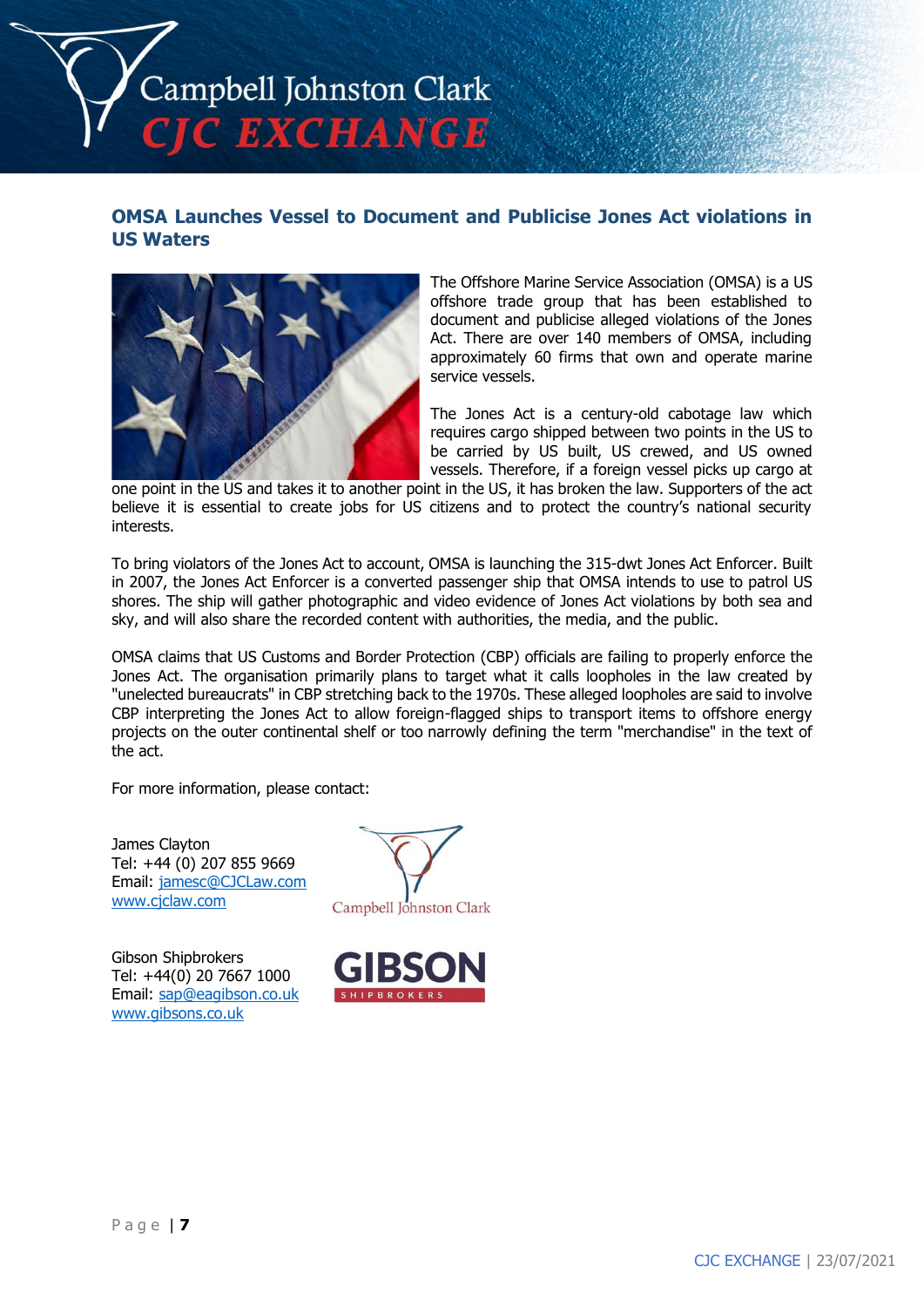## OMSA Launches Vessel to Document and Publicise Jones Act violations in US Waters

The Offshore Marine Service Association (OMSA) is a US offshore trade group that has been established to document and publicise alleged violations of the Jones Act. There are over 140 members of OMSA, including approximately 60 firms that own and operate marine service vessels.

The Jones Act is a century-old cabotage law which requires cargo shipped between two points in the US to be carried by US built, US crewed, and US owned vessels. Therefore, if a foreign vessel picks up cargo at one point in the US and takes it to another point in the US, it has broken the law. Supporters of the act believe it is essential to create jobs for US citizens and to protect the country's national security interests.

To bring violators of the Jones Act to account, OMSA is launching the 315-dwt Jones Act Enforcer. Built in 2007, the Jones Act Enforcer is a converted passenger ship that OMSA intends to use to patrol US shores. The ship will gather photographic and video evidence of Jones Act violations by both sea and sky, and will also share the recorded content with authorities, the media, and the public.

OMSA claims that US Customs and Border Protection (CBP) officials are failing to properly enforce the Jones Act. The organisation primarily plans to target what it calls loopholes in the law created by "unelected bureaucrats" in CBP stretching back to the 1970s. These alleged loopholes are said to involve CBP interpreting the Jones Act to allow foreign-flagged ships to transport items to offshore energy projects on the outer continental shelf or too narrowly defining the term "merchandise" in the text of the act.

For more information, please contact:

James Clayton
Tel: +44 (0) 207 855 9669
Email: jamesc@CJCLaw.com
www.cjclaw.com

Gibson Shipbrokers
Tel: +44(0) 20 7667 1000
Email: sap@eagibson.co.uk
www.gibsons.co.uk